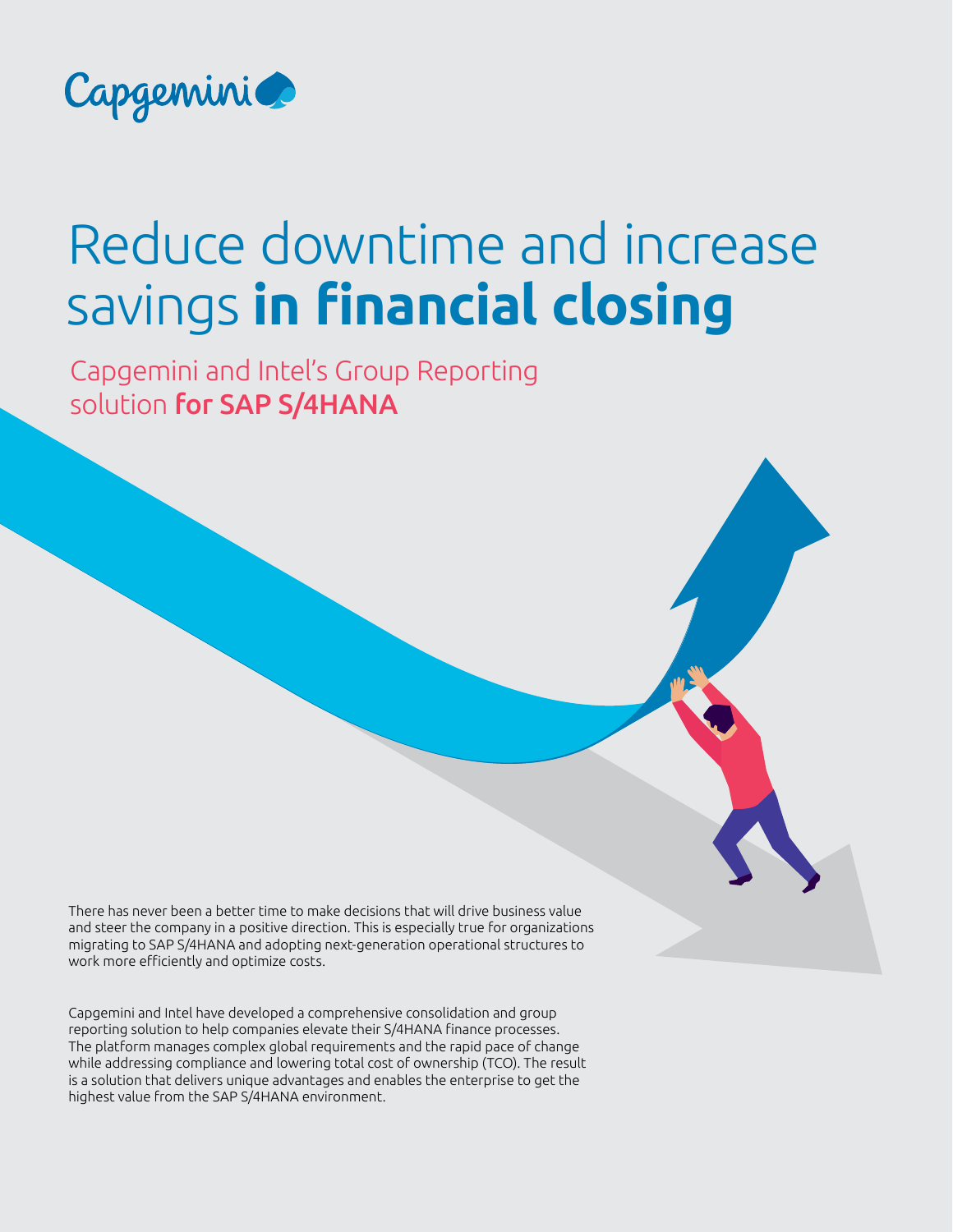# Reduce downtime and increase savings **in financial closing**

## Capgemini and Intel's Group Reporting solution **for SAP S/4HANA**

There has never been a better time to make decisions that will drive business value and steer the company in a positive direction. This is especially true for organizations migrating to SAP S/4HANA and adopting next-generation operational structures to work more efficiently and optimize costs.

Capgemini and Intel have developed a comprehensive consolidation and group reporting solution to help companies elevate their S/4HANA finance processes. The platform manages complex global requirements and the rapid pace of change while addressing compliance and lowering total cost of ownership (TCO). The result is a solution that delivers unique advantages and enables the enterprise to get the highest value from the SAP S/4HANA environment.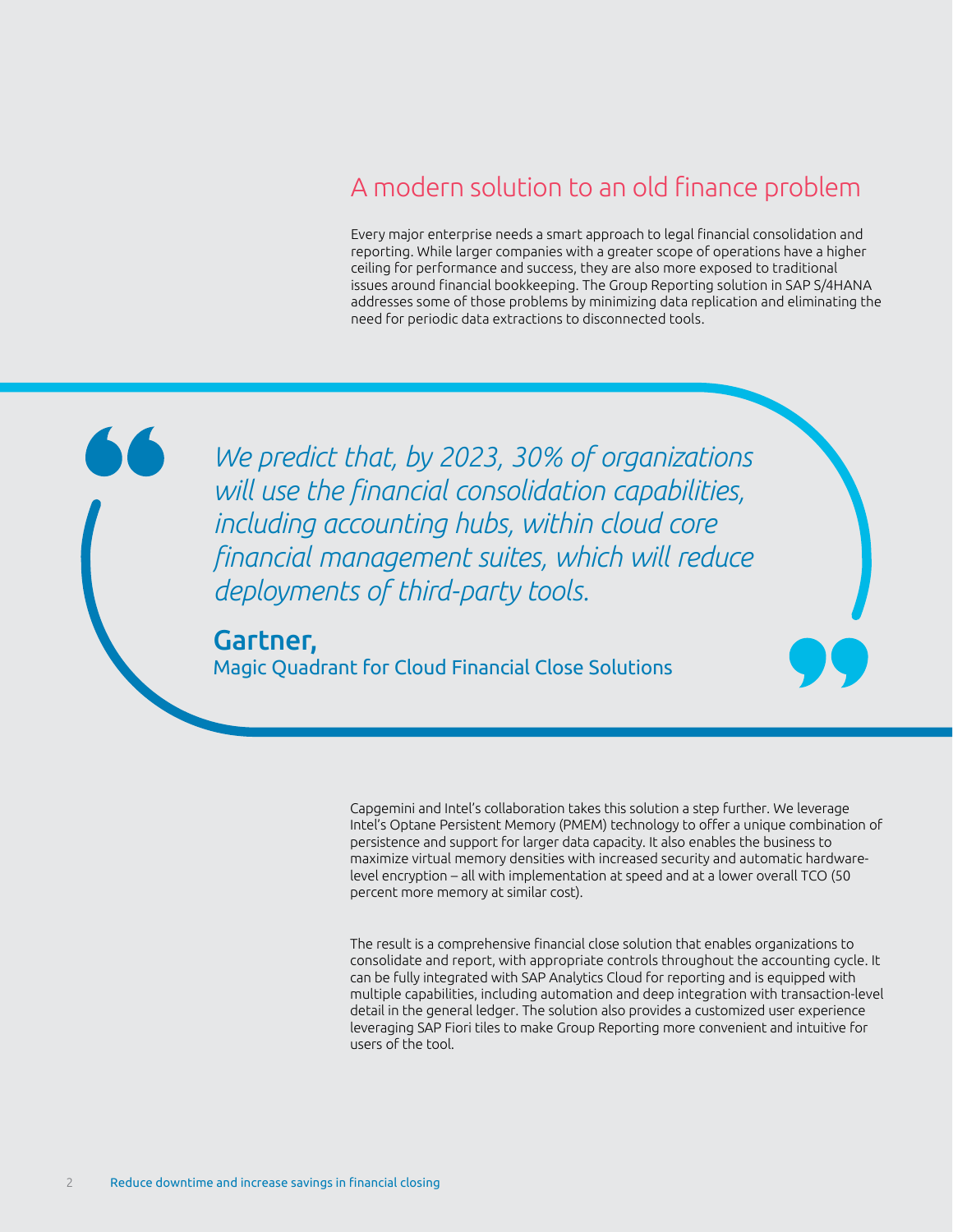## A modern solution to an old finance problem

Every major enterprise needs a smart approach to legal financial consolidation and reporting. While larger companies with a greater scope of operations have a higher ceiling for performance and success, they are also more exposed to traditional issues around financial bookkeeping. The Group Reporting solution in SAP S/4HANA addresses some of those problems by minimizing data replication and eliminating the need for periodic data extractions to disconnected tools.

> *We predict that, by 2023, 30% of organizations will use the financial consolidation capabilities, including accounting hubs, within cloud core financial management suites, which will reduce deployments of third-party tools.*
>
> **Gartner,**
> Magic Quadrant for Cloud Financial Close Solutions

Capgemini and Intel's collaboration takes this solution a step further. We leverage Intel's Optane Persistent Memory (PMEM) technology to offer a unique combination of persistence and support for larger data capacity. It also enables the business to maximize virtual memory densities with increased security and automatic hardware-level encryption – all with implementation at speed and at a lower overall TCO (50 percent more memory at similar cost).

The result is a comprehensive financial close solution that enables organizations to consolidate and report, with appropriate controls throughout the accounting cycle. It can be fully integrated with SAP Analytics Cloud for reporting and is equipped with multiple capabilities, including automation and deep integration with transaction-level detail in the general ledger. The solution also provides a customized user experience leveraging SAP Fiori tiles to make Group Reporting more convenient and intuitive for users of the tool.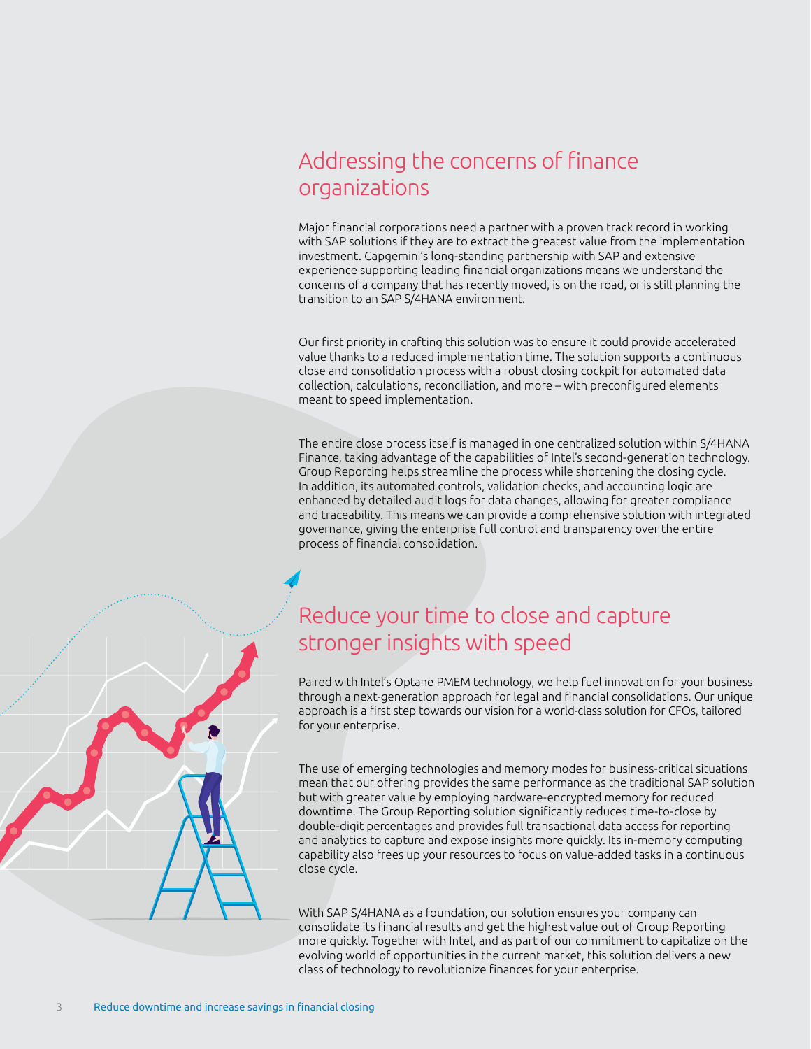## Addressing the concerns of finance organizations

Major financial corporations need a partner with a proven track record in working with SAP solutions if they are to extract the greatest value from the implementation investment. Capgemini's long-standing partnership with SAP and extensive experience supporting leading financial organizations means we understand the concerns of a company that has recently moved, is on the road, or is still planning the transition to an SAP S/4HANA environment.

Our first priority in crafting this solution was to ensure it could provide accelerated value thanks to a reduced implementation time. The solution supports a continuous close and consolidation process with a robust closing cockpit for automated data collection, calculations, reconciliation, and more – with preconfigured elements meant to speed implementation.

The entire close process itself is managed in one centralized solution within S/4HANA Finance, taking advantage of the capabilities of Intel's second-generation technology. Group Reporting helps streamline the process while shortening the closing cycle. In addition, its automated controls, validation checks, and accounting logic are enhanced by detailed audit logs for data changes, allowing for greater compliance and traceability. This means we can provide a comprehensive solution with integrated governance, giving the enterprise full control and transparency over the entire process of financial consolidation.

## Reduce your time to close and capture stronger insights with speed

Paired with Intel's Optane PMEM technology, we help fuel innovation for your business through a next-generation approach for legal and financial consolidations. Our unique approach is a first step towards our vision for a world-class solution for CFOs, tailored for your enterprise.

The use of emerging technologies and memory modes for business-critical situations mean that our offering provides the same performance as the traditional SAP solution but with greater value by employing hardware-encrypted memory for reduced downtime. The Group Reporting solution significantly reduces time-to-close by double-digit percentages and provides full transactional data access for reporting and analytics to capture and expose insights more quickly. Its in-memory computing capability also frees up your resources to focus on value-added tasks in a continuous close cycle.

With SAP S/4HANA as a foundation, our solution ensures your company can consolidate its financial results and get the highest value out of Group Reporting more quickly. Together with Intel, and as part of our commitment to capitalize on the evolving world of opportunities in the current market, this solution delivers a new class of technology to revolutionize finances for your enterprise.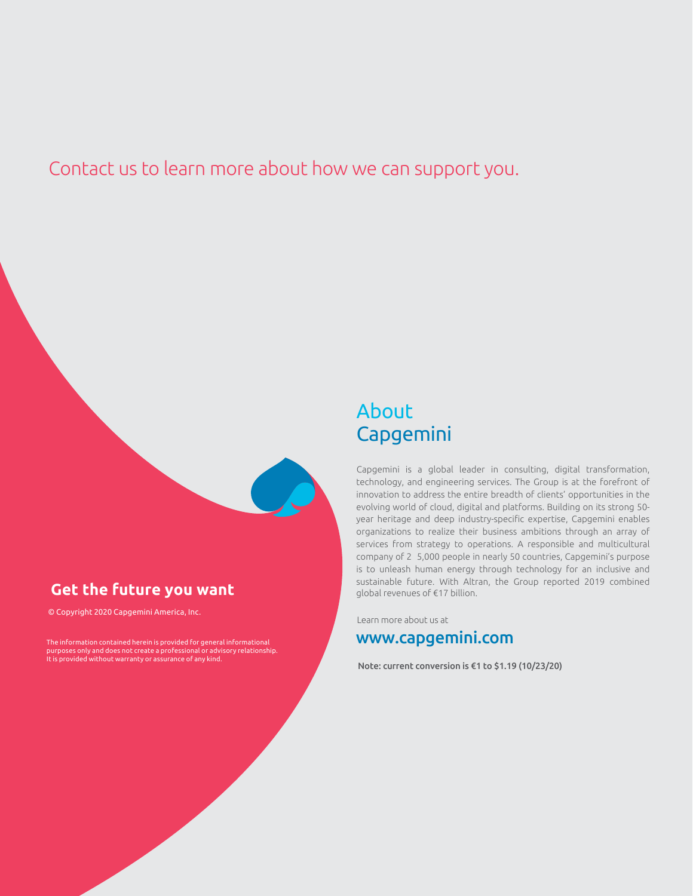Contact us to learn more about how we can support you.

## About Capgemini

Capgemini is a global leader in consulting, digital transformation, technology, and engineering services. The Group is at the forefront of innovation to address the entire breadth of clients' opportunities in the evolving world of cloud, digital and platforms. Building on its strong 50-year heritage and deep industry-specific expertise, Capgemini enables organizations to realize their business ambitions through an array of services from strategy to operations. A responsible and multicultural company of 2 5,000 people in nearly 50 countries, Capgemini's purpose is to unleash human energy through technology for an inclusive and sustainable future. With Altran, the Group reported 2019 combined global revenues of €17 billion.

Learn more about us at

**www.capgemini.com**

**Note: current conversion is €1 to $1.19 (10/23/20)**

**Get the future you want**

© Copyright 2020 Capgemini America, Inc.

The information contained herein is provided for general informational purposes only and does not create a professional or advisory relationship. It is provided without warranty or assurance of any kind.